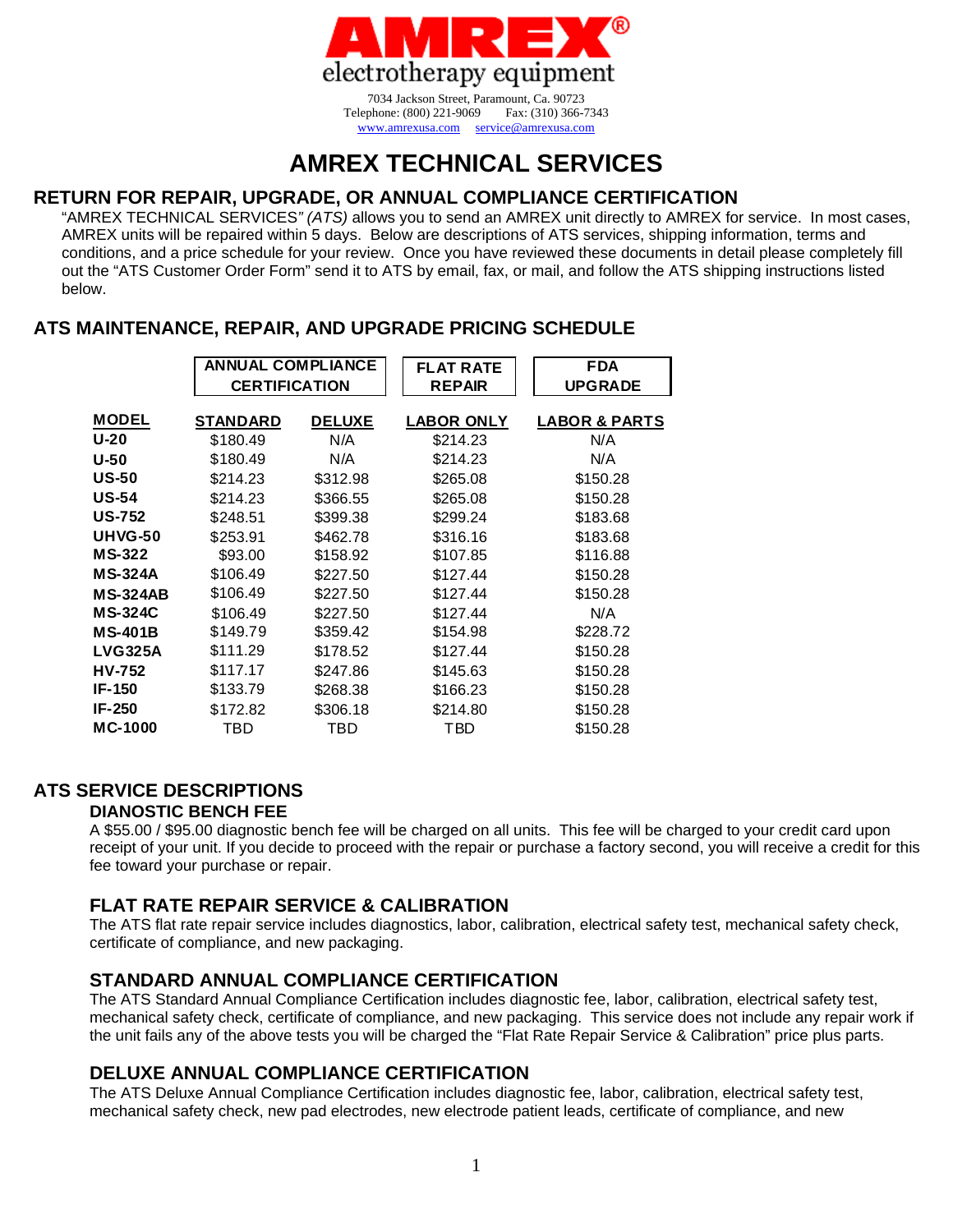# AMREX®

electrotherapy equipment

7034 Jackson Street, Paramount, Ca. 90723
Telephone: (800) 221-9069 Fax: (310) 366-7343
www.amrexusa.com service@amrexusa.com

# AMREX TECHNICAL SERVICES

## RETURN FOR REPAIR, UPGRADE, OR ANNUAL COMPLIANCE CERTIFICATION

"AMREX TECHNICAL SERVICES" *(ATS)* allows you to send an AMREX unit directly to AMREX for service. In most cases, AMREX units will be repaired within 5 days. Below are descriptions of ATS services, shipping information, terms and conditions, and a price schedule for your review. Once you have reviewed these documents in detail please completely fill out the "ATS Customer Order Form" send it to ATS by email, fax, or mail, and follow the ATS shipping instructions listed below.

## ATS MAINTENANCE, REPAIR, AND UPGRADE PRICING SCHEDULE

| | ANNUAL COMPLIANCE CERTIFICATION | | FLAT RATE REPAIR | FDA UPGRADE |
|---|---|---|---|---|
| **MODEL** | **STANDARD** | **DELUXE** | **LABOR ONLY** | **LABOR & PARTS** |
| **U-20** | $180.49 | N/A | $214.23 | N/A |
| **U-50** | $180.49 | N/A | $214.23 | N/A |
| **US-50** | $214.23 | $312.98 | $265.08 | $150.28 |
| **US-54** | $214.23 | $366.55 | $265.08 | $150.28 |
| **US-752** | $248.51 | $399.38 | $299.24 | $183.68 |
| **UHVG-50** | $253.91 | $462.78 | $316.16 | $183.68 |
| **MS-322** | $93.00 | $158.92 | $107.85 | $116.88 |
| **MS-324A** | $106.49 | $227.50 | $127.44 | $150.28 |
| **MS-324AB** | $106.49 | $227.50 | $127.44 | $150.28 |
| **MS-324C** | $106.49 | $227.50 | $127.44 | N/A |
| **MS-401B** | $149.79 | $359.42 | $154.98 | $228.72 |
| **LVG325A** | $111.29 | $178.52 | $127.44 | $150.28 |
| **HV-752** | $117.17 | $247.86 | $145.63 | $150.28 |
| **IF-150** | $133.79 | $268.38 | $166.23 | $150.28 |
| **IF-250** | $172.82 | $306.18 | $214.80 | $150.28 |
| **MC-1000** | TBD | TBD | TBD | $150.28 |

## ATS SERVICE DESCRIPTIONS

### DIANOSTIC BENCH FEE

A $55.00 / $95.00 diagnostic bench fee will be charged on all units. This fee will be charged to your credit card upon receipt of your unit. If you decide to proceed with the repair or purchase a factory second, you will receive a credit for this fee toward your purchase or repair.

### FLAT RATE REPAIR SERVICE & CALIBRATION

The ATS flat rate repair service includes diagnostics, labor, calibration, electrical safety test, mechanical safety check, certificate of compliance, and new packaging.

### STANDARD ANNUAL COMPLIANCE CERTIFICATION

The ATS Standard Annual Compliance Certification includes diagnostic fee, labor, calibration, electrical safety test, mechanical safety check, certificate of compliance, and new packaging. This service does not include any repair work if the unit fails any of the above tests you will be charged the "Flat Rate Repair Service & Calibration" price plus parts.

### DELUXE ANNUAL COMPLIANCE CERTIFICATION

The ATS Deluxe Annual Compliance Certification includes diagnostic fee, labor, calibration, electrical safety test, mechanical safety check, new pad electrodes, new electrode patient leads, certificate of compliance, and new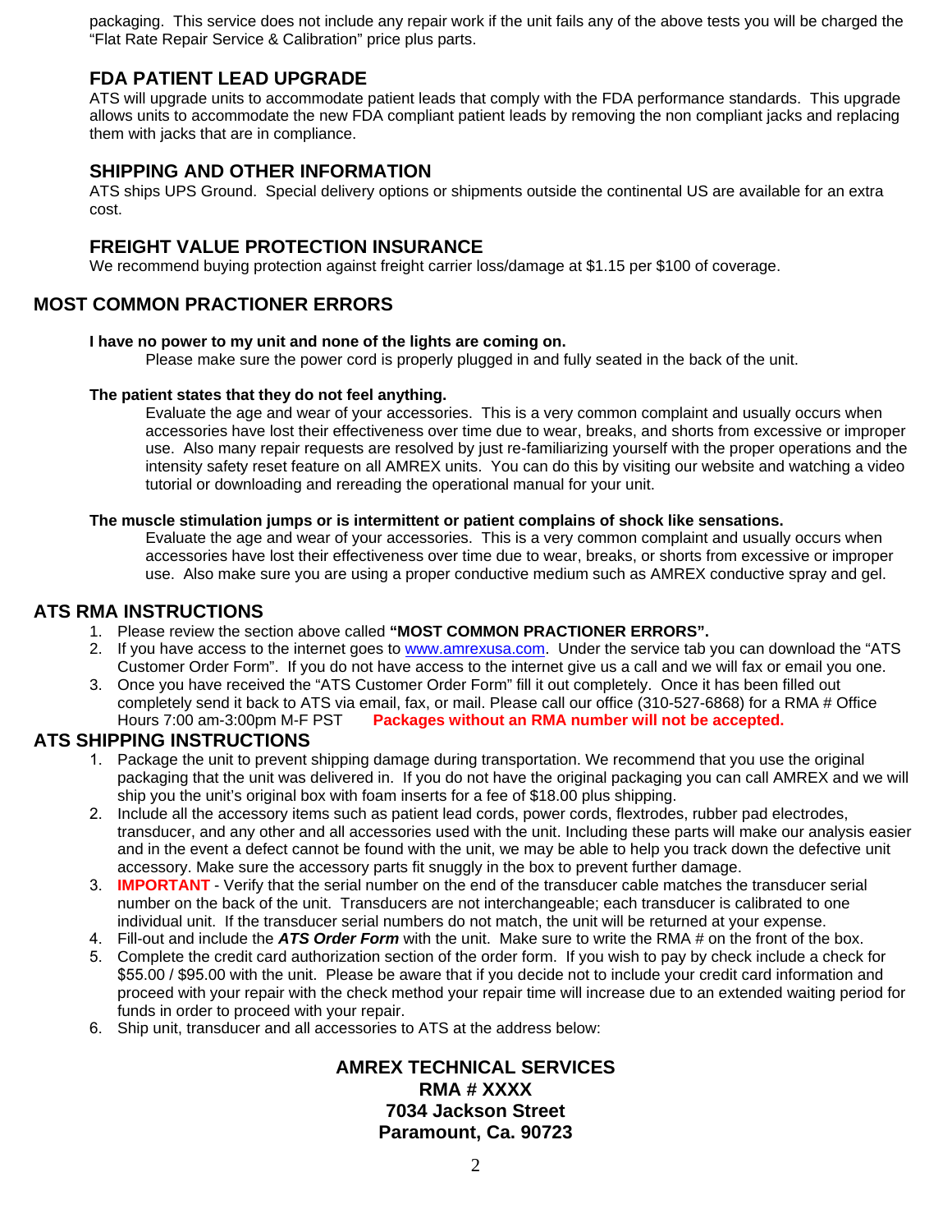packaging. This service does not include any repair work if the unit fails any of the above tests you will be charged the "Flat Rate Repair Service & Calibration" price plus parts.

### FDA PATIENT LEAD UPGRADE

ATS will upgrade units to accommodate patient leads that comply with the FDA performance standards. This upgrade allows units to accommodate the new FDA compliant patient leads by removing the non compliant jacks and replacing them with jacks that are in compliance.

### SHIPPING AND OTHER INFORMATION

ATS ships UPS Ground. Special delivery options or shipments outside the continental US are available for an extra cost.

### FREIGHT VALUE PROTECTION INSURANCE

We recommend buying protection against freight carrier loss/damage at $1.15 per $100 of coverage.

## MOST COMMON PRACTIONER ERRORS

**I have no power to my unit and none of the lights are coming on.**

Please make sure the power cord is properly plugged in and fully seated in the back of the unit.

**The patient states that they do not feel anything.**

Evaluate the age and wear of your accessories. This is a very common complaint and usually occurs when accessories have lost their effectiveness over time due to wear, breaks, and shorts from excessive or improper use. Also many repair requests are resolved by just re-familiarizing yourself with the proper operations and the intensity safety reset feature on all AMREX units. You can do this by visiting our website and watching a video tutorial or downloading and rereading the operational manual for your unit.

**The muscle stimulation jumps or is intermittent or patient complains of shock like sensations.**

Evaluate the age and wear of your accessories. This is a very common complaint and usually occurs when accessories have lost their effectiveness over time due to wear, breaks, or shorts from excessive or improper use. Also make sure you are using a proper conductive medium such as AMREX conductive spray and gel.

## ATS RMA INSTRUCTIONS

1. Please review the section above called **"MOST COMMON PRACTIONER ERRORS".**
2. If you have access to the internet goes to www.amrexusa.com. Under the service tab you can download the "ATS Customer Order Form". If you do not have access to the internet give us a call and we will fax or email you one.
3. Once you have received the "ATS Customer Order Form" fill it out completely. Once it has been filled out completely send it back to ATS via email, fax, or mail. Please call our office (310-527-6868) for a RMA # Office Hours 7:00 am-3:00pm M-F PST **Packages without an RMA number will not be accepted.**

## ATS SHIPPING INSTRUCTIONS

1. Package the unit to prevent shipping damage during transportation. We recommend that you use the original packaging that the unit was delivered in. If you do not have the original packaging you can call AMREX and we will ship you the unit's original box with foam inserts for a fee of $18.00 plus shipping.
2. Include all the accessory items such as patient lead cords, power cords, flextrodes, rubber pad electrodes, transducer, and any other and all accessories used with the unit. Including these parts will make our analysis easier and in the event a defect cannot be found with the unit, we may be able to help you track down the defective unit accessory. Make sure the accessory parts fit snuggly in the box to prevent further damage.
3. **IMPORTANT** - Verify that the serial number on the end of the transducer cable matches the transducer serial number on the back of the unit. Transducers are not interchangeable; each transducer is calibrated to one individual unit. If the transducer serial numbers do not match, the unit will be returned at your expense.
4. Fill-out and include the ***ATS Order Form*** with the unit. Make sure to write the RMA # on the front of the box.
5. Complete the credit card authorization section of the order form. If you wish to pay by check include a check for $55.00 / $95.00 with the unit. Please be aware that if you decide not to include your credit card information and proceed with your repair with the check method your repair time will increase due to an extended waiting period for funds in order to proceed with your repair.
6. Ship unit, transducer and all accessories to ATS at the address below:

**AMREX TECHNICAL SERVICES**
**RMA # XXXX**
**7034 Jackson Street**
**Paramount, Ca. 90723**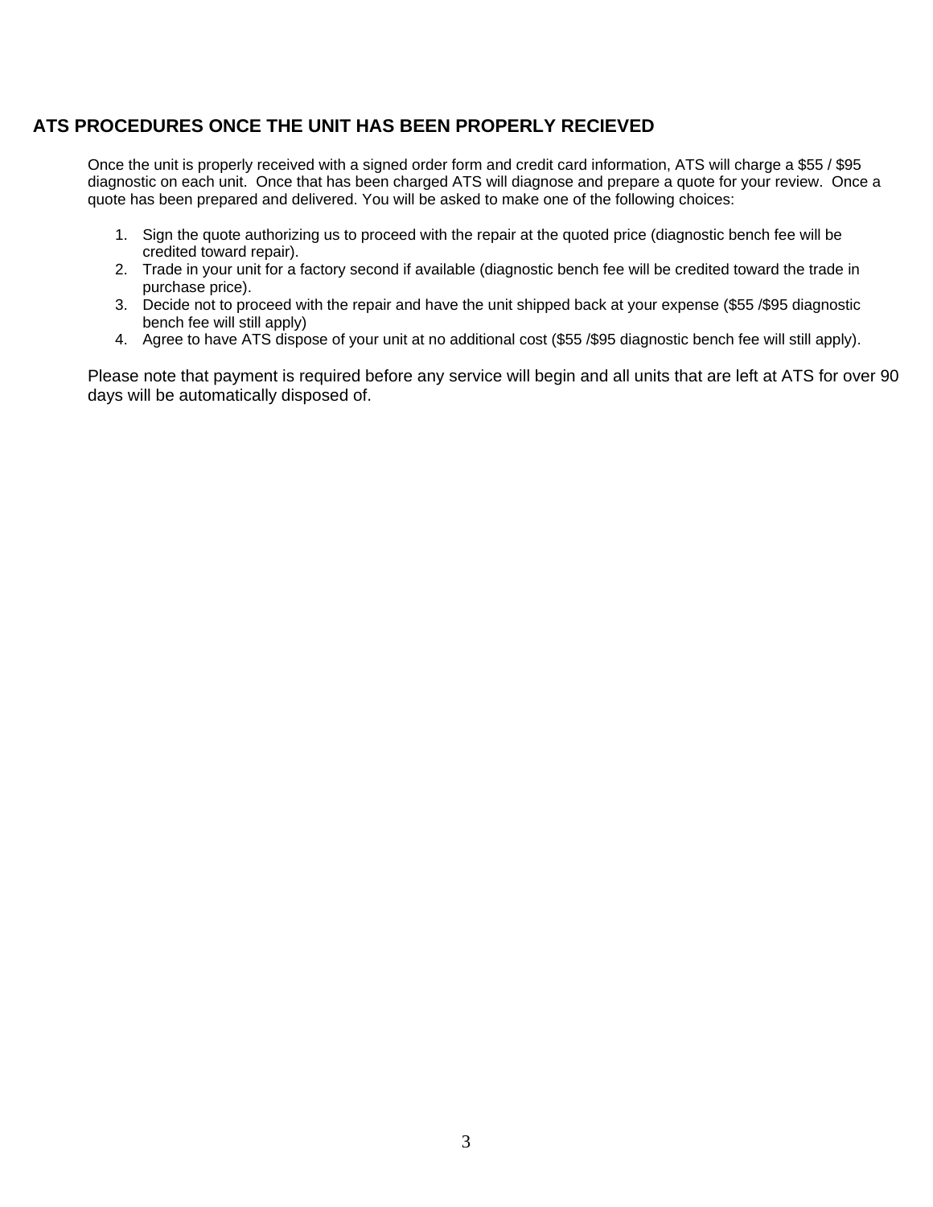## ATS PROCEDURES ONCE THE UNIT HAS BEEN PROPERLY RECIEVED

Once the unit is properly received with a signed order form and credit card information, ATS will charge a $55 / $95 diagnostic on each unit. Once that has been charged ATS will diagnose and prepare a quote for your review. Once a quote has been prepared and delivered. You will be asked to make one of the following choices:

1. Sign the quote authorizing us to proceed with the repair at the quoted price (diagnostic bench fee will be credited toward repair).
2. Trade in your unit for a factory second if available (diagnostic bench fee will be credited toward the trade in purchase price).
3. Decide not to proceed with the repair and have the unit shipped back at your expense ($55 /$95 diagnostic bench fee will still apply)
4. Agree to have ATS dispose of your unit at no additional cost ($55 /$95 diagnostic bench fee will still apply).

Please note that payment is required before any service will begin and all units that are left at ATS for over 90 days will be automatically disposed of.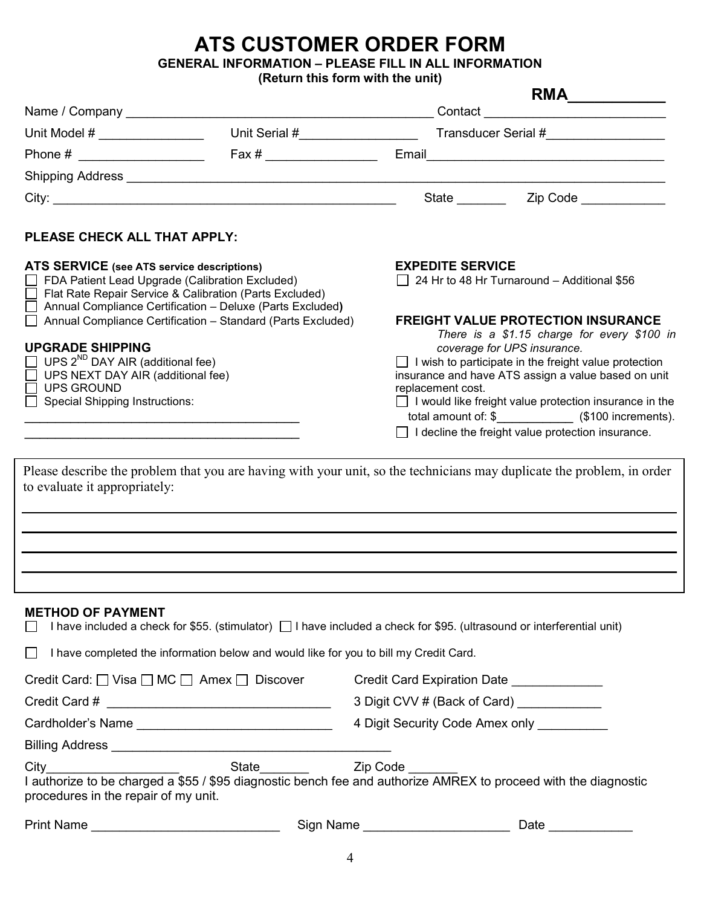# ATS CUSTOMER ORDER FORM

**GENERAL INFORMATION – PLEASE FILL IN ALL INFORMATION**
**(Return this form with the unit)**

**RMA___________**

Name / Company ___________________________________________ Contact __________________________

Unit Model # _______________ Unit Serial #________________ Transducer Serial #_________________

Phone # __________________ Fax # ________________ Email_________________________________

Shipping Address ________________________________________________________________________

City: _________________________________________________ State _______ Zip Code ____________

**PLEASE CHECK ALL THAT APPLY:**

**ATS SERVICE (see ATS service descriptions)**

- ☐ FDA Patient Lead Upgrade (Calibration Excluded)
- ☐ Flat Rate Repair Service & Calibration (Parts Excluded)
- ☐ Annual Compliance Certification – Deluxe (Parts Excluded)
- ☐ Annual Compliance Certification – Standard (Parts Excluded)

**UPGRADE SHIPPING**

- ☐ UPS 2ND DAY AIR (additional fee)
- ☐ UPS NEXT DAY AIR (additional fee)
- ☐ UPS GROUND
- ☐ Special Shipping Instructions:

_________________________________________

_________________________________________

**EXPEDITE SERVICE**

- ☐ 24 Hr to 48 Hr Turnaround – Additional $56

**FREIGHT VALUE PROTECTION INSURANCE**

*There is a $1.15 charge for every $100 in coverage for UPS insurance.*

- ☐ I wish to participate in the freight value protection insurance and have ATS assign a value based on unit replacement cost.
- ☐ I would like freight value protection insurance in the total amount of: $___________ ($100 increments).
- ☐ I decline the freight value protection insurance.

Please describe the problem that you are having with your unit, so the technicians may duplicate the problem, in order to evaluate it appropriately:

_____________________________________________________________________________________________

_____________________________________________________________________________________________

_____________________________________________________________________________________________

_____________________________________________________________________________________________

**METHOD OF PAYMENT**

☐ I have included a check for $55. (stimulator) ☐ I have included a check for $95. (ultrasound or interferential unit)

☐ I have completed the information below and would like for you to bill my Credit Card.

Credit Card: ☐ Visa ☐ MC ☐ Amex ☐ Discover Credit Card Expiration Date _____________

Credit Card # ________________________________ 3 Digit CVV # (Back of Card) ____________

Cardholder's Name ___________________________ 4 Digit Security Code Amex only __________

Billing Address ________________________________________

City__________________ State_______ Zip Code _______

I authorize to be charged a $55 / $95 diagnostic bench fee and authorize AMREX to proceed with the diagnostic procedures in the repair of my unit.

Print Name __________________________ Sign Name ____________________ Date ____________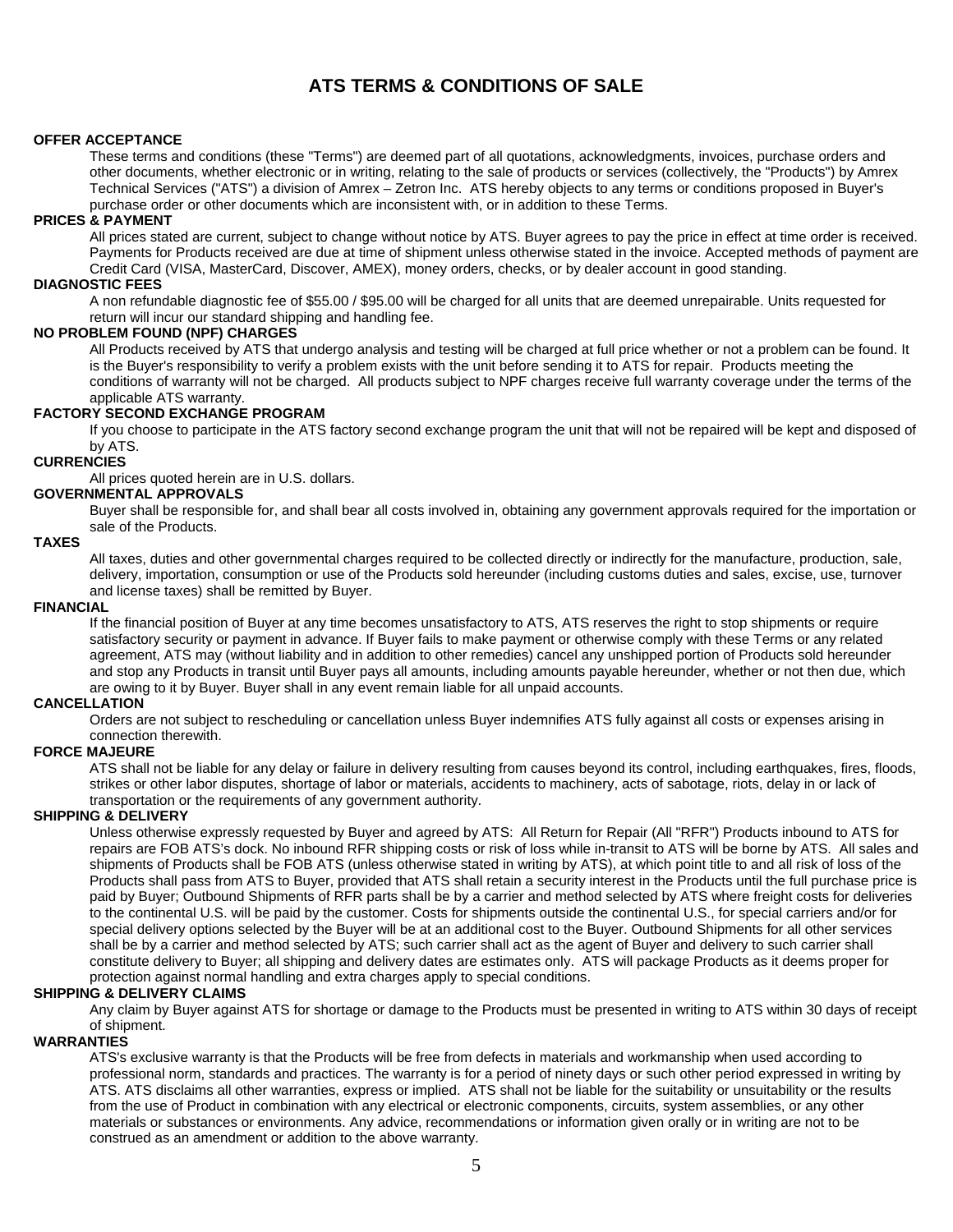# ATS TERMS & CONDITIONS OF SALE

**OFFER ACCEPTANCE**

These terms and conditions (these "Terms") are deemed part of all quotations, acknowledgments, invoices, purchase orders and other documents, whether electronic or in writing, relating to the sale of products or services (collectively, the "Products") by Amrex Technical Services ("ATS") a division of Amrex – Zetron Inc. ATS hereby objects to any terms or conditions proposed in Buyer's purchase order or other documents which are inconsistent with, or in addition to these Terms.

**PRICES & PAYMENT**

All prices stated are current, subject to change without notice by ATS. Buyer agrees to pay the price in effect at time order is received. Payments for Products received are due at time of shipment unless otherwise stated in the invoice. Accepted methods of payment are Credit Card (VISA, MasterCard, Discover, AMEX), money orders, checks, or by dealer account in good standing.

**DIAGNOSTIC FEES**

A non refundable diagnostic fee of $55.00 / $95.00 will be charged for all units that are deemed unrepairable. Units requested for return will incur our standard shipping and handling fee.

**NO PROBLEM FOUND (NPF) CHARGES**

All Products received by ATS that undergo analysis and testing will be charged at full price whether or not a problem can be found. It is the Buyer's responsibility to verify a problem exists with the unit before sending it to ATS for repair. Products meeting the conditions of warranty will not be charged. All products subject to NPF charges receive full warranty coverage under the terms of the applicable ATS warranty.

**FACTORY SECOND EXCHANGE PROGRAM**

If you choose to participate in the ATS factory second exchange program the unit that will not be repaired will be kept and disposed of by ATS.

**CURRENCIES**

All prices quoted herein are in U.S. dollars.

**GOVERNMENTAL APPROVALS**

Buyer shall be responsible for, and shall bear all costs involved in, obtaining any government approvals required for the importation or sale of the Products.

**TAXES**

All taxes, duties and other governmental charges required to be collected directly or indirectly for the manufacture, production, sale, delivery, importation, consumption or use of the Products sold hereunder (including customs duties and sales, excise, use, turnover and license taxes) shall be remitted by Buyer.

**FINANCIAL**

If the financial position of Buyer at any time becomes unsatisfactory to ATS, ATS reserves the right to stop shipments or require satisfactory security or payment in advance. If Buyer fails to make payment or otherwise comply with these Terms or any related agreement, ATS may (without liability and in addition to other remedies) cancel any unshipped portion of Products sold hereunder and stop any Products in transit until Buyer pays all amounts, including amounts payable hereunder, whether or not then due, which are owing to it by Buyer. Buyer shall in any event remain liable for all unpaid accounts.

**CANCELLATION**

Orders are not subject to rescheduling or cancellation unless Buyer indemnifies ATS fully against all costs or expenses arising in connection therewith.

**FORCE MAJEURE**

ATS shall not be liable for any delay or failure in delivery resulting from causes beyond its control, including earthquakes, fires, floods, strikes or other labor disputes, shortage of labor or materials, accidents to machinery, acts of sabotage, riots, delay in or lack of transportation or the requirements of any government authority.

**SHIPPING & DELIVERY**

Unless otherwise expressly requested by Buyer and agreed by ATS: All Return for Repair (All "RFR") Products inbound to ATS for repairs are FOB ATS's dock. No inbound RFR shipping costs or risk of loss while in-transit to ATS will be borne by ATS. All sales and shipments of Products shall be FOB ATS (unless otherwise stated in writing by ATS), at which point title to and all risk of loss of the Products shall pass from ATS to Buyer, provided that ATS shall retain a security interest in the Products until the full purchase price is paid by Buyer; Outbound Shipments of RFR parts shall be by a carrier and method selected by ATS where freight costs for deliveries to the continental U.S. will be paid by the customer. Costs for shipments outside the continental U.S., for special carriers and/or for special delivery options selected by the Buyer will be at an additional cost to the Buyer. Outbound Shipments for all other services shall be by a carrier and method selected by ATS; such carrier shall act as the agent of Buyer and delivery to such carrier shall constitute delivery to Buyer; all shipping and delivery dates are estimates only. ATS will package Products as it deems proper for protection against normal handling and extra charges apply to special conditions.

**SHIPPING & DELIVERY CLAIMS**

Any claim by Buyer against ATS for shortage or damage to the Products must be presented in writing to ATS within 30 days of receipt of shipment.

**WARRANTIES**

ATS's exclusive warranty is that the Products will be free from defects in materials and workmanship when used according to professional norm, standards and practices. The warranty is for a period of ninety days or such other period expressed in writing by ATS. ATS disclaims all other warranties, express or implied. ATS shall not be liable for the suitability or unsuitability or the results from the use of Product in combination with any electrical or electronic components, circuits, system assemblies, or any other materials or substances or environments. Any advice, recommendations or information given orally or in writing are not to be construed as an amendment or addition to the above warranty.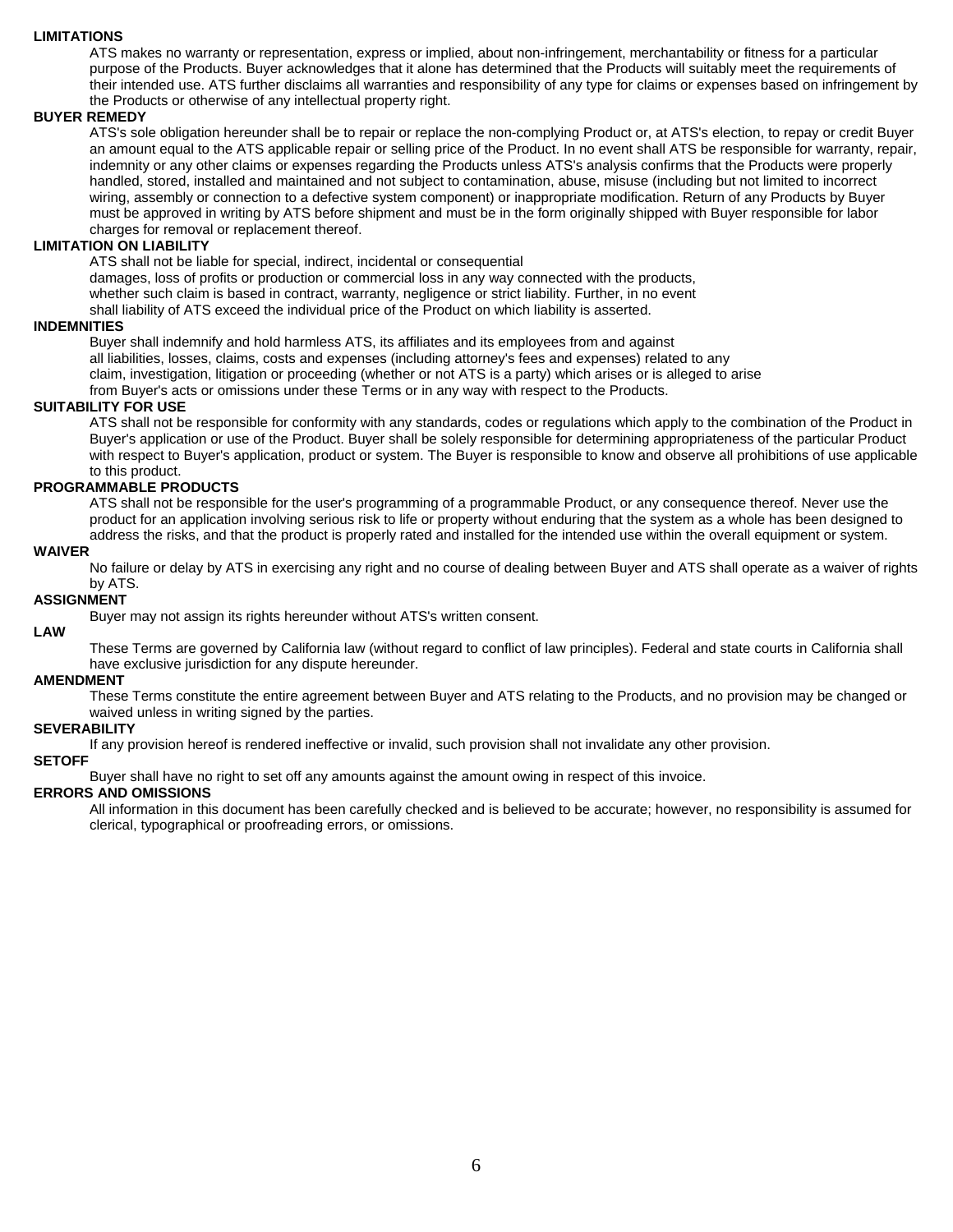**LIMITATIONS**

ATS makes no warranty or representation, express or implied, about non-infringement, merchantability or fitness for a particular purpose of the Products. Buyer acknowledges that it alone has determined that the Products will suitably meet the requirements of their intended use. ATS further disclaims all warranties and responsibility of any type for claims or expenses based on infringement by the Products or otherwise of any intellectual property right.

**BUYER REMEDY**

ATS's sole obligation hereunder shall be to repair or replace the non-complying Product or, at ATS's election, to repay or credit Buyer an amount equal to the ATS applicable repair or selling price of the Product. In no event shall ATS be responsible for warranty, repair, indemnity or any other claims or expenses regarding the Products unless ATS's analysis confirms that the Products were properly handled, stored, installed and maintained and not subject to contamination, abuse, misuse (including but not limited to incorrect wiring, assembly or connection to a defective system component) or inappropriate modification. Return of any Products by Buyer must be approved in writing by ATS before shipment and must be in the form originally shipped with Buyer responsible for labor charges for removal or replacement thereof.

**LIMITATION ON LIABILITY**

ATS shall not be liable for special, indirect, incidental or consequential damages, loss of profits or production or commercial loss in any way connected with the products, whether such claim is based in contract, warranty, negligence or strict liability. Further, in no event shall liability of ATS exceed the individual price of the Product on which liability is asserted.

**INDEMNITIES**

Buyer shall indemnify and hold harmless ATS, its affiliates and its employees from and against all liabilities, losses, claims, costs and expenses (including attorney's fees and expenses) related to any claim, investigation, litigation or proceeding (whether or not ATS is a party) which arises or is alleged to arise from Buyer's acts or omissions under these Terms or in any way with respect to the Products.

**SUITABILITY FOR USE**

ATS shall not be responsible for conformity with any standards, codes or regulations which apply to the combination of the Product in Buyer's application or use of the Product. Buyer shall be solely responsible for determining appropriateness of the particular Product with respect to Buyer's application, product or system. The Buyer is responsible to know and observe all prohibitions of use applicable to this product.

**PROGRAMMABLE PRODUCTS**

ATS shall not be responsible for the user's programming of a programmable Product, or any consequence thereof. Never use the product for an application involving serious risk to life or property without enduring that the system as a whole has been designed to address the risks, and that the product is properly rated and installed for the intended use within the overall equipment or system.

**WAIVER**

No failure or delay by ATS in exercising any right and no course of dealing between Buyer and ATS shall operate as a waiver of rights by ATS.

**ASSIGNMENT**

Buyer may not assign its rights hereunder without ATS's written consent.

**LAW**

These Terms are governed by California law (without regard to conflict of law principles). Federal and state courts in California shall have exclusive jurisdiction for any dispute hereunder.

**AMENDMENT**

These Terms constitute the entire agreement between Buyer and ATS relating to the Products, and no provision may be changed or waived unless in writing signed by the parties.

**SEVERABILITY**

If any provision hereof is rendered ineffective or invalid, such provision shall not invalidate any other provision.

**SETOFF**

Buyer shall have no right to set off any amounts against the amount owing in respect of this invoice.

**ERRORS AND OMISSIONS**

All information in this document has been carefully checked and is believed to be accurate; however, no responsibility is assumed for clerical, typographical or proofreading errors, or omissions.